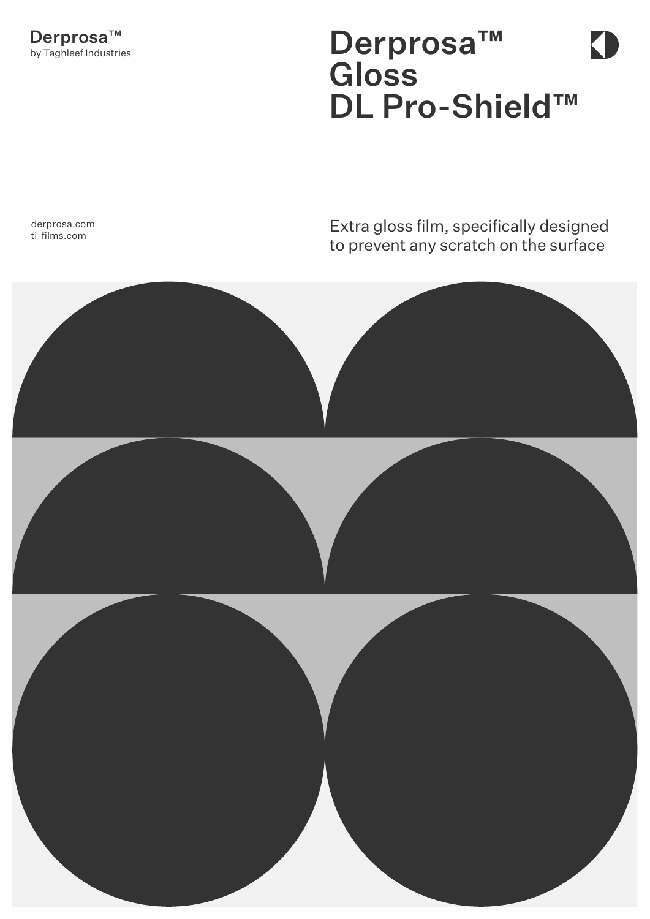Derprosa™
by Taghleef Industries

# Derprosa™ Gloss DL Pro-Shield™

derprosa.com
ti-films.com

Extra gloss film, specifically designed to prevent any scratch on the surface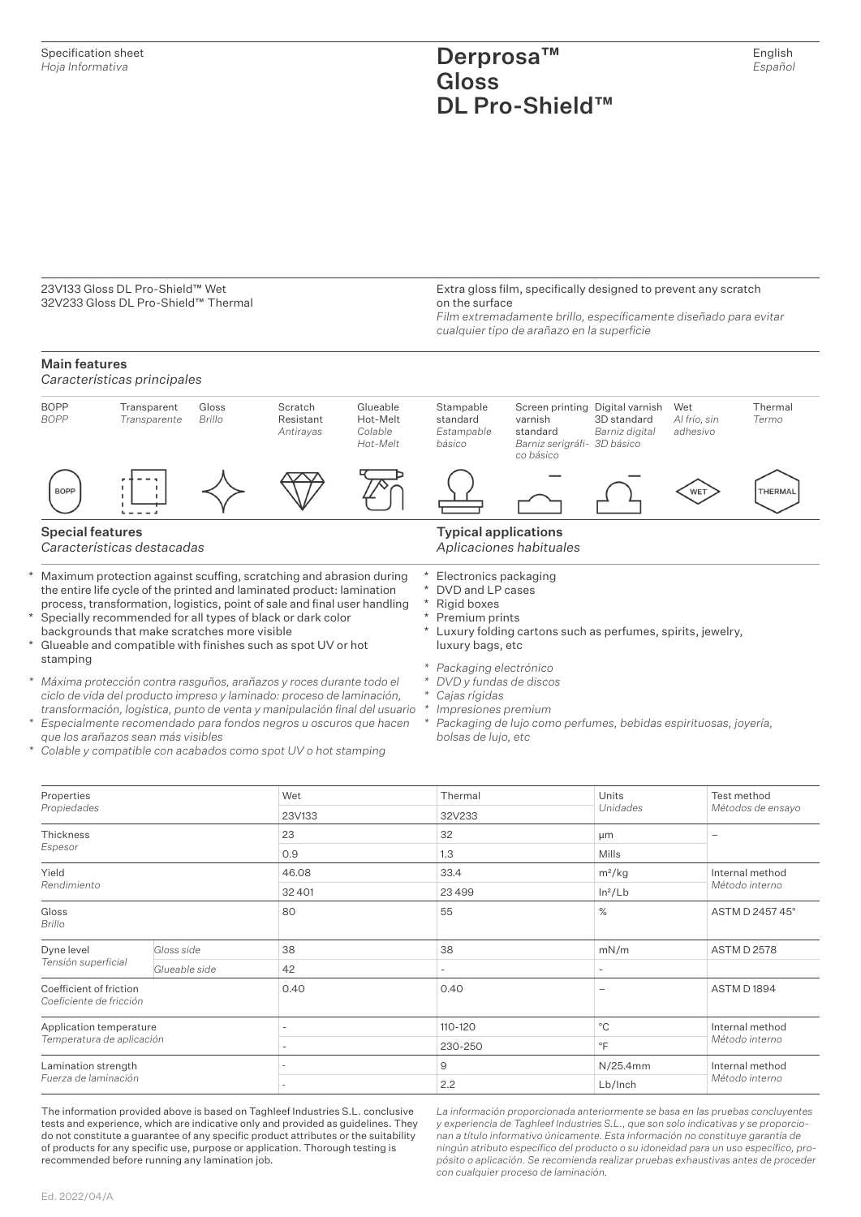Specification sheet
*Hoja Informativa*

# Derprosa™ Gloss DL Pro-Shield™

English
*Español*

23V133 Gloss DL Pro-Shield™ Wet
32V233 Gloss DL Pro-Shield™ Thermal

Extra gloss film, specifically designed to prevent any scratch on the surface
*Film extremadamente brillo, específicamente diseñado para evitar cualquier tipo de arañazo en la superficie*

## Main features
*Características principales*

| BOPP *BOPP* | Transparent *Transparente* | Gloss *Brillo* | Scratch Resistant *Antirayas* | Glueable Hot-Melt *Colable Hot-Melt* | Stampable standard *Estampable básico* | Screen printing varnish standard *Barniz serigráfico básico* | Digital varnish 3D standard *Barniz digital 3D básico* | Wet *Al frío, sin adhesivo* | Thermal *Termo* |
|---|---|---|---|---|---|---|---|---|---|

## Special features
*Características destacadas*

* Maximum protection against scuffing, scratching and abrasion during the entire life cycle of the printed and laminated product: lamination process, transformation, logistics, point of sale and final user handling
* Specially recommended for all types of black or dark color backgrounds that make scratches more visible
* Glueable and compatible with finishes such as spot UV or hot stamping

* *Máxima protección contra rasguños, arañazos y roces durante todo el ciclo de vida del producto impreso y laminado: proceso de laminación, transformación, logística, punto de venta y manipulación final del usuario*
* *Especialmente recomendado para fondos negros u oscuros que hacen que los arañazos sean más visibles*
* *Colable y compatible con acabados como spot UV o hot stamping*

## Typical applications
*Aplicaciones habituales*

* Electronics packaging
* DVD and LP cases
* Rigid boxes
* Premium prints
* Luxury folding cartons such as perfumes, spirits, jewelry, luxury bags, etc

* *Packaging electrónico*
* *DVD y fundas de discos*
* *Cajas rígidas*
* *Impresiones premium*
* *Packaging de lujo como perfumes, bebidas espirituosas, joyería, bolsas de lujo, etc*

| Properties *Propiedades* | | Wet 23V133 | Thermal 32V233 | Units *Unidades* | Test method *Métodos de ensayo* |
|---|---|---|---|---|---|
| Thickness *Espesor* | | 23 | 32 | µm | – |
| | | 0.9 | 1.3 | Mills | |
| Yield *Rendimiento* | | 46.08 | 33.4 | m²/kg | Internal method *Método interno* |
| | | 32 401 | 23 499 | In²/Lb | |
| Gloss *Brillo* | | 80 | 55 | % | ASTM D 2457 45° |
| Dyne level *Tensión superficial* | *Gloss side* | 38 | 38 | mN/m | ASTM D 2578 |
| | *Glueable side* | 42 | - | - | |
| Coefficient of friction *Coeficiente de fricción* | | 0.40 | 0.40 | – | ASTM D 1894 |
| Application temperature *Temperatura de aplicación* | | - | 110-120 | °C | Internal method *Método interno* |
| | | - | 230-250 | °F | |
| Lamination strength *Fuerza de laminación* | | - | 9 | N/25.4mm | Internal method *Método interno* |
| | | - | 2.2 | Lb/Inch | |

The information provided above is based on Taghleef Industries S.L. conclusive tests and experience, which are indicative only and provided as guidelines. They do not constitute a guarantee of any specific product attributes or the suitability of products for any specific use, purpose or application. Thorough testing is recommended before running any lamination job.

*La información proporcionada anteriormente se basa en las pruebas concluyentes y experiencia de Taghleef Industries S.L., que son solo indicativas y se proporcionan a título informativo únicamente. Esta información no constituye garantía de ningún atributo específico del producto o su idoneidad para un uso específico, propósito o aplicación. Se recomienda realizar pruebas exhaustivas antes de proceder con cualquier proceso de laminación.*

Ed. 2022/04/A